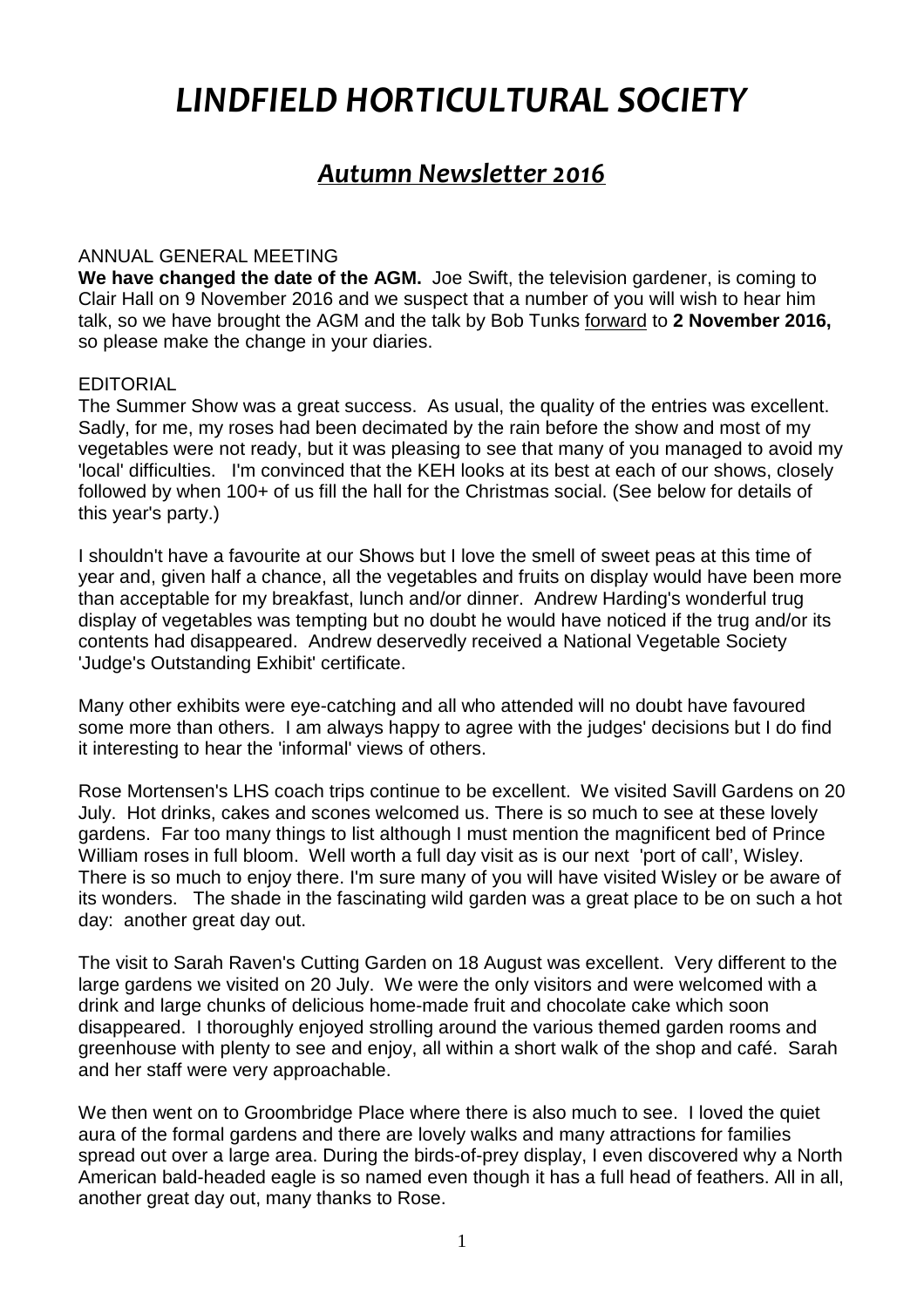# *LINDFIELD HORTICULTURAL SOCIETY*

## *Autumn Newsletter 2016*

ANNUAL GENERAL MEETING

**We have changed the date of the AGM.** Joe Swift, the television gardener, is coming to Clair Hall on 9 November 2016 and we suspect that a number of you will wish to hear him talk, so we have brought the AGM and the talk by Bob Tunks forward to **2 November 2016,** so please make the change in your diaries.

EDITORIAL

The Summer Show was a great success. As usual, the quality of the entries was excellent. Sadly, for me, my roses had been decimated by the rain before the show and most of my vegetables were not ready, but it was pleasing to see that many of you managed to avoid my 'local' difficulties. I'm convinced that the KEH looks at its best at each of our shows, closely followed by when 100+ of us fill the hall for the Christmas social. (See below for details of this year's party.)

I shouldn't have a favourite at our Shows but I love the smell of sweet peas at this time of year and, given half a chance, all the vegetables and fruits on display would have been more than acceptable for my breakfast, lunch and/or dinner. Andrew Harding's wonderful trug display of vegetables was tempting but no doubt he would have noticed if the trug and/or its contents had disappeared. Andrew deservedly received a National Vegetable Society 'Judge's Outstanding Exhibit' certificate.

Many other exhibits were eye-catching and all who attended will no doubt have favoured some more than others. I am always happy to agree with the judges' decisions but I do find it interesting to hear the 'informal' views of others.

Rose Mortensen's LHS coach trips continue to be excellent. We visited Savill Gardens on 20 July. Hot drinks, cakes and scones welcomed us. There is so much to see at these lovely gardens. Far too many things to list although I must mention the magnificent bed of Prince William roses in full bloom. Well worth a full day visit as is our next 'port of call', Wisley. There is so much to enjoy there. I'm sure many of you will have visited Wisley or be aware of its wonders. The shade in the fascinating wild garden was a great place to be on such a hot day: another great day out.

The visit to Sarah Raven's Cutting Garden on 18 August was excellent. Very different to the large gardens we visited on 20 July. We were the only visitors and were welcomed with a drink and large chunks of delicious home-made fruit and chocolate cake which soon disappeared. I thoroughly enjoyed strolling around the various themed garden rooms and greenhouse with plenty to see and enjoy, all within a short walk of the shop and café. Sarah and her staff were very approachable.

We then went on to Groombridge Place where there is also much to see. I loved the quiet aura of the formal gardens and there are lovely walks and many attractions for families spread out over a large area. During the birds-of-prey display, I even discovered why a North American bald-headed eagle is so named even though it has a full head of feathers. All in all, another great day out, many thanks to Rose.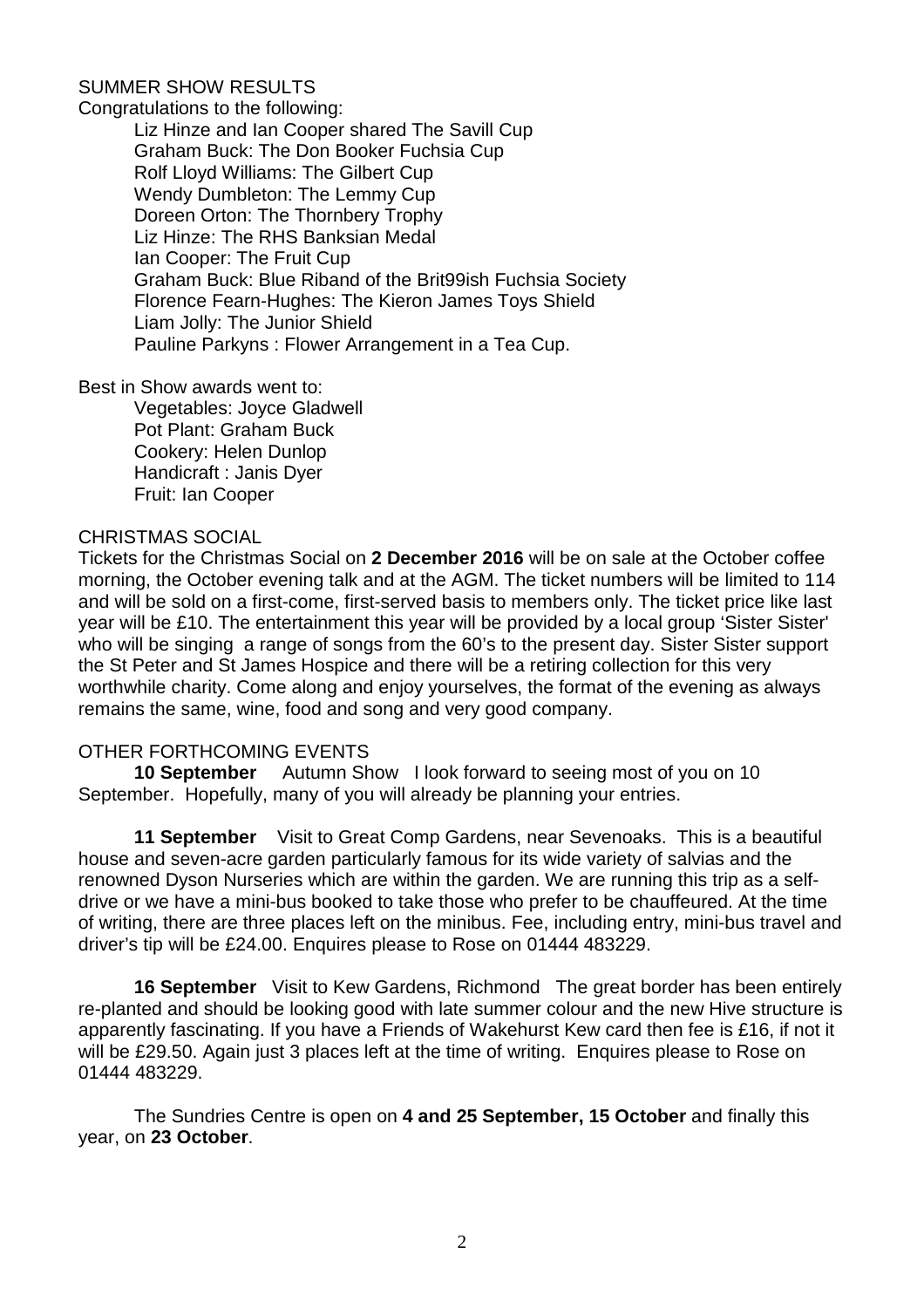## SUMMER SHOW RESULTS

Congratulations to the following:

Liz Hinze and Ian Cooper shared The Savill Cup
Graham Buck: The Don Booker Fuchsia Cup
Rolf Lloyd Williams: The Gilbert Cup
Wendy Dumbleton: The Lemmy Cup
Doreen Orton: The Thornbery Trophy
Liz Hinze: The RHS Banksian Medal
Ian Cooper: The Fruit Cup
Graham Buck: Blue Riband of the Brit99ish Fuchsia Society
Florence Fearn-Hughes: The Kieron James Toys Shield
Liam Jolly: The Junior Shield
Pauline Parkyns : Flower Arrangement in a Tea Cup.

Best in Show awards went to:

Vegetables: Joyce Gladwell
Pot Plant: Graham Buck
Cookery: Helen Dunlop
Handicraft : Janis Dyer
Fruit: Ian Cooper

## CHRISTMAS SOCIAL

Tickets for the Christmas Social on **2 December 2016** will be on sale at the October coffee morning, the October evening talk and at the AGM. The ticket numbers will be limited to 114 and will be sold on a first-come, first-served basis to members only. The ticket price like last year will be £10. The entertainment this year will be provided by a local group 'Sister Sister' who will be singing a range of songs from the 60's to the present day. Sister Sister support the St Peter and St James Hospice and there will be a retiring collection for this very worthwhile charity. Come along and enjoy yourselves, the format of the evening as always remains the same, wine, food and song and very good company.

## OTHER FORTHCOMING EVENTS

**10 September** Autumn Show I look forward to seeing most of you on 10 September. Hopefully, many of you will already be planning your entries.

**11 September** Visit to Great Comp Gardens, near Sevenoaks. This is a beautiful house and seven-acre garden particularly famous for its wide variety of salvias and the renowned Dyson Nurseries which are within the garden. We are running this trip as a self-drive or we have a mini-bus booked to take those who prefer to be chauffeured. At the time of writing, there are three places left on the minibus. Fee, including entry, mini-bus travel and driver's tip will be £24.00. Enquires please to Rose on 01444 483229.

**16 September** Visit to Kew Gardens, Richmond The great border has been entirely re-planted and should be looking good with late summer colour and the new Hive structure is apparently fascinating. If you have a Friends of Wakehurst Kew card then fee is £16, if not it will be £29.50. Again just 3 places left at the time of writing. Enquires please to Rose on 01444 483229.

The Sundries Centre is open on **4 and 25 September, 15 October** and finally this year, on **23 October**.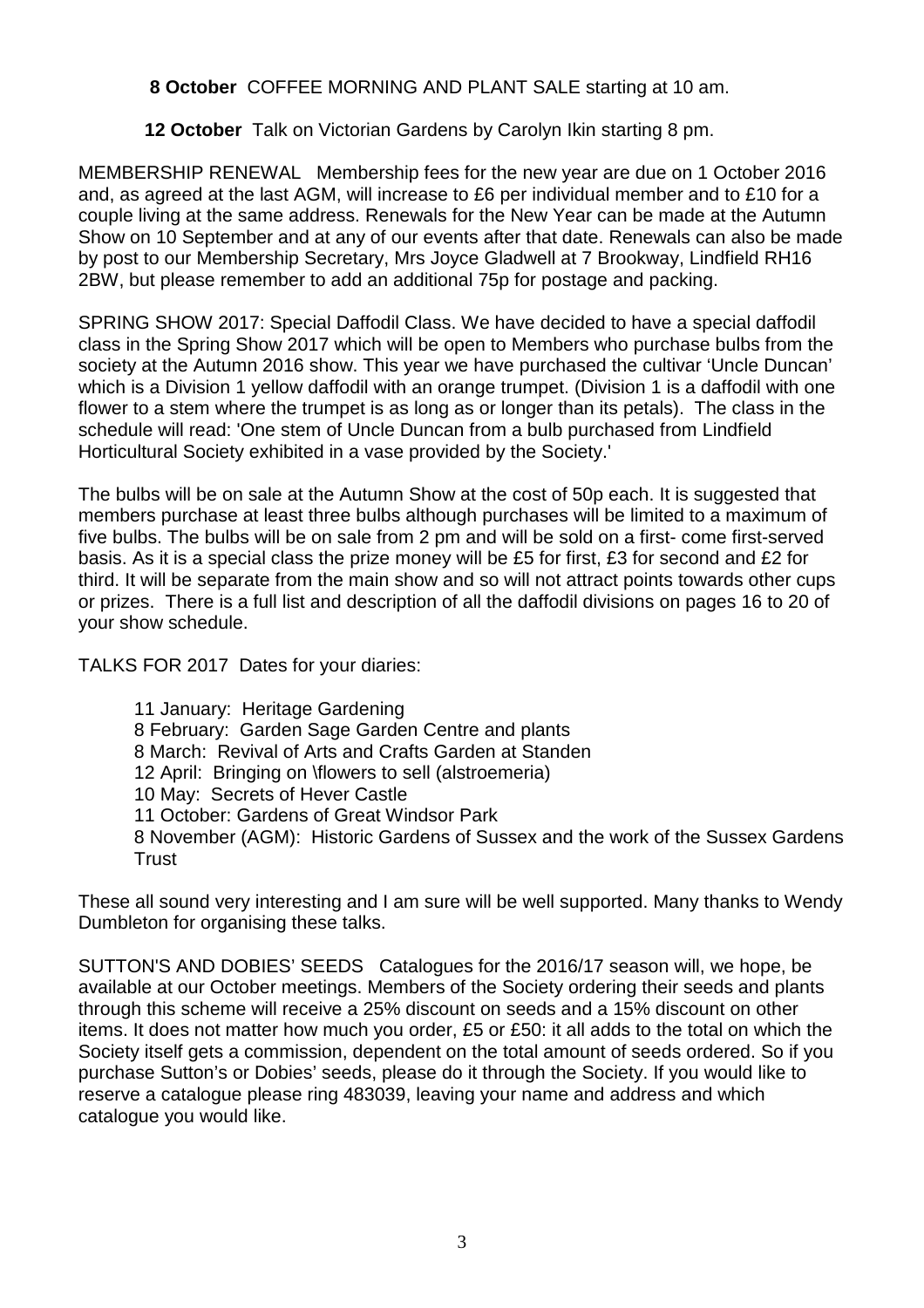**8 October** COFFEE MORNING AND PLANT SALE starting at 10 am.

**12 October** Talk on Victorian Gardens by Carolyn Ikin starting 8 pm.

MEMBERSHIP RENEWAL Membership fees for the new year are due on 1 October 2016 and, as agreed at the last AGM, will increase to £6 per individual member and to £10 for a couple living at the same address. Renewals for the New Year can be made at the Autumn Show on 10 September and at any of our events after that date. Renewals can also be made by post to our Membership Secretary, Mrs Joyce Gladwell at 7 Brookway, Lindfield RH16 2BW, but please remember to add an additional 75p for postage and packing.

SPRING SHOW 2017: Special Daffodil Class. We have decided to have a special daffodil class in the Spring Show 2017 which will be open to Members who purchase bulbs from the society at the Autumn 2016 show. This year we have purchased the cultivar 'Uncle Duncan' which is a Division 1 yellow daffodil with an orange trumpet. (Division 1 is a daffodil with one flower to a stem where the trumpet is as long as or longer than its petals). The class in the schedule will read: 'One stem of Uncle Duncan from a bulb purchased from Lindfield Horticultural Society exhibited in a vase provided by the Society.'

The bulbs will be on sale at the Autumn Show at the cost of 50p each. It is suggested that members purchase at least three bulbs although purchases will be limited to a maximum of five bulbs. The bulbs will be on sale from 2 pm and will be sold on a first- come first-served basis. As it is a special class the prize money will be £5 for first, £3 for second and £2 for third. It will be separate from the main show and so will not attract points towards other cups or prizes. There is a full list and description of all the daffodil divisions on pages 16 to 20 of your show schedule.

TALKS FOR 2017 Dates for your diaries:

- 11 January: Heritage Gardening
- 8 February: Garden Sage Garden Centre and plants
- 8 March: Revival of Arts and Crafts Garden at Standen
- 12 April: Bringing on \flowers to sell (alstroemeria)
- 10 May: Secrets of Hever Castle
- 11 October: Gardens of Great Windsor Park
- 8 November (AGM): Historic Gardens of Sussex and the work of the Sussex Gardens Trust

These all sound very interesting and I am sure will be well supported. Many thanks to Wendy Dumbleton for organising these talks.

SUTTON'S AND DOBIES' SEEDS Catalogues for the 2016/17 season will, we hope, be available at our October meetings. Members of the Society ordering their seeds and plants through this scheme will receive a 25% discount on seeds and a 15% discount on other items. It does not matter how much you order, £5 or £50: it all adds to the total on which the Society itself gets a commission, dependent on the total amount of seeds ordered. So if you purchase Sutton's or Dobies' seeds, please do it through the Society. If you would like to reserve a catalogue please ring 483039, leaving your name and address and which catalogue you would like.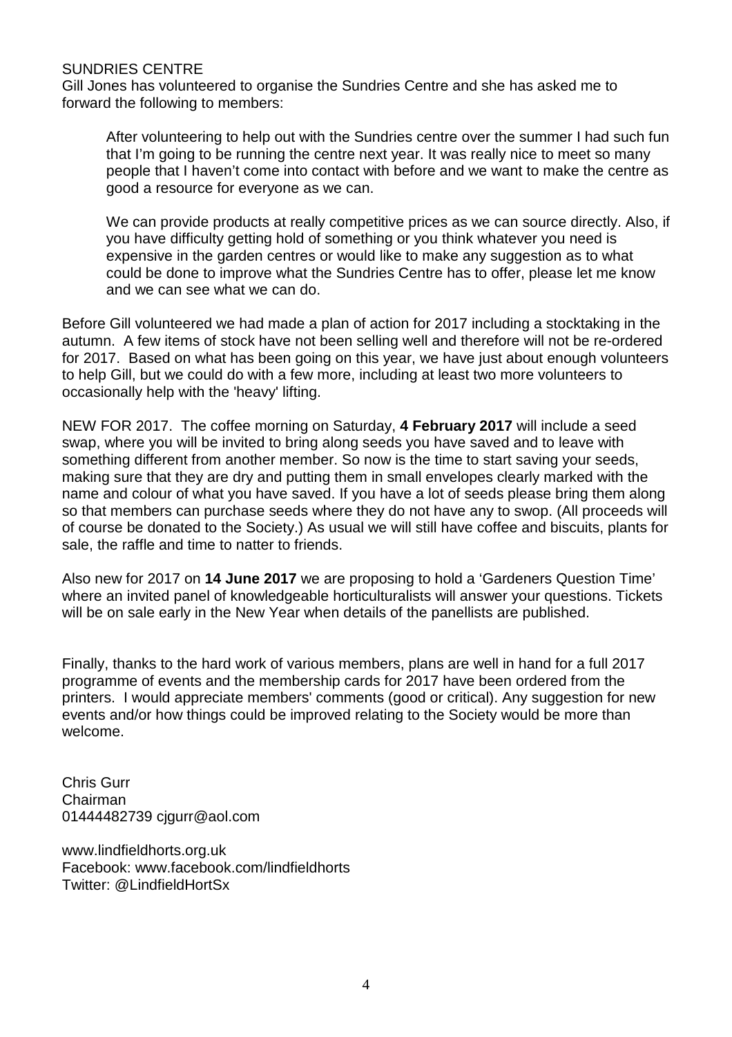SUNDRIES CENTRE

Gill Jones has volunteered to organise the Sundries Centre and she has asked me to forward the following to members:

> After volunteering to help out with the Sundries centre over the summer I had such fun that I'm going to be running the centre next year. It was really nice to meet so many people that I haven't come into contact with before and we want to make the centre as good a resource for everyone as we can.
>
> We can provide products at really competitive prices as we can source directly. Also, if you have difficulty getting hold of something or you think whatever you need is expensive in the garden centres or would like to make any suggestion as to what could be done to improve what the Sundries Centre has to offer, please let me know and we can see what we can do.

Before Gill volunteered we had made a plan of action for 2017 including a stocktaking in the autumn. A few items of stock have not been selling well and therefore will not be re-ordered for 2017. Based on what has been going on this year, we have just about enough volunteers to help Gill, but we could do with a few more, including at least two more volunteers to occasionally help with the 'heavy' lifting.

NEW FOR 2017. The coffee morning on Saturday, **4 February 2017** will include a seed swap, where you will be invited to bring along seeds you have saved and to leave with something different from another member. So now is the time to start saving your seeds, making sure that they are dry and putting them in small envelopes clearly marked with the name and colour of what you have saved. If you have a lot of seeds please bring them along so that members can purchase seeds where they do not have any to swop. (All proceeds will of course be donated to the Society.) As usual we will still have coffee and biscuits, plants for sale, the raffle and time to natter to friends.

Also new for 2017 on **14 June 2017** we are proposing to hold a 'Gardeners Question Time' where an invited panel of knowledgeable horticulturalists will answer your questions. Tickets will be on sale early in the New Year when details of the panellists are published.

Finally, thanks to the hard work of various members, plans are well in hand for a full 2017 programme of events and the membership cards for 2017 have been ordered from the printers. I would appreciate members' comments (good or critical). Any suggestion for new events and/or how things could be improved relating to the Society would be more than welcome.

Chris Gurr
Chairman
01444482739 cjgurr@aol.com

www.lindfieldhorts.org.uk
Facebook: www.facebook.com/lindfieldhorts
Twitter: @LindfieldHortSx